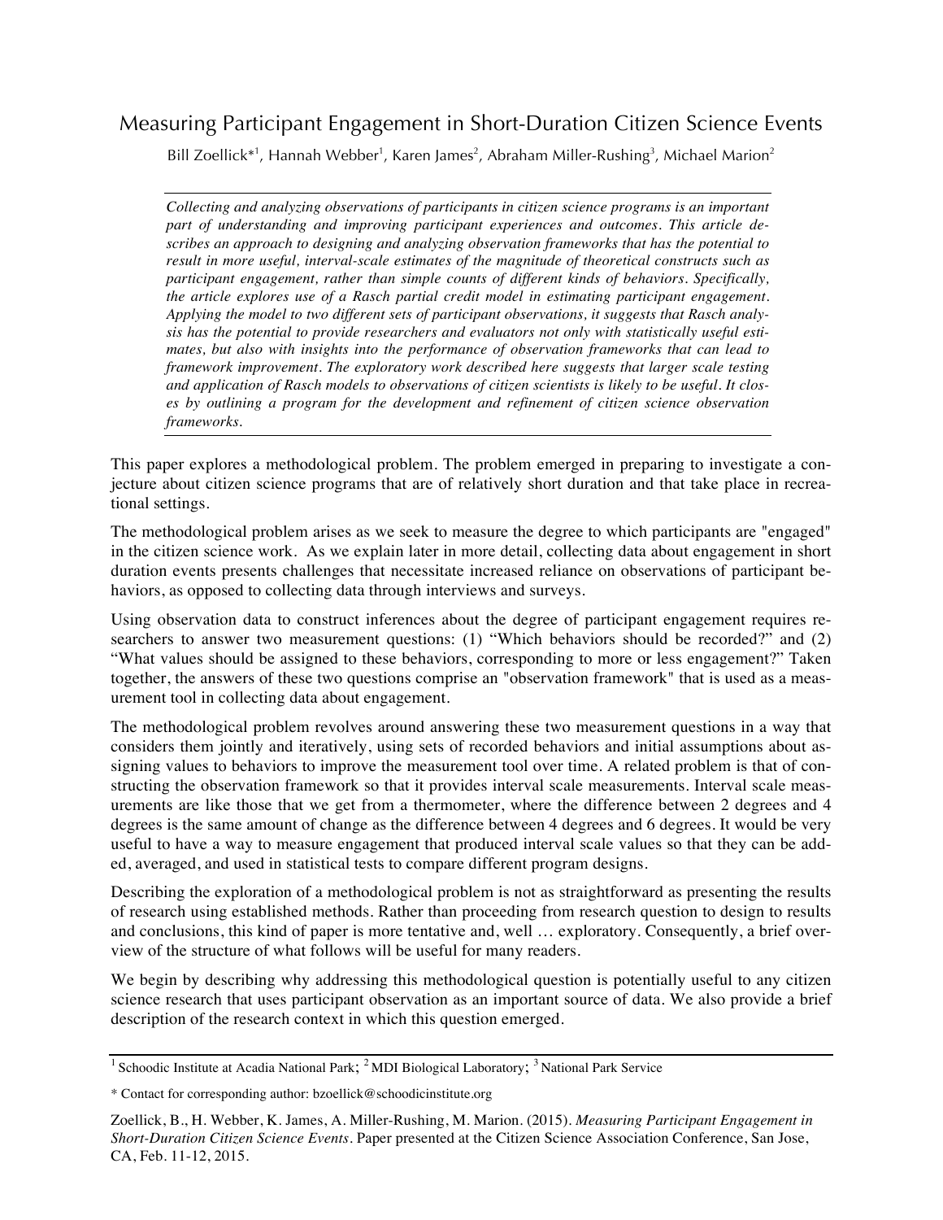# Measuring Participant Engagement in Short-Duration Citizen Science Events

Bill Zoellick*[1], Hannah Webber[1], Karen James[2], Abraham Miller-Rushing[3], Michael Marion[2]

*Collecting and analyzing observations of participants in citizen science programs is an important part of understanding and improving participant experiences and outcomes. This article describes an approach to designing and analyzing observation frameworks that has the potential to result in more useful, interval-scale estimates of the magnitude of theoretical constructs such as participant engagement, rather than simple counts of different kinds of behaviors. Specifically, the article explores use of a Rasch partial credit model in estimating participant engagement. Applying the model to two different sets of participant observations, it suggests that Rasch analysis has the potential to provide researchers and evaluators not only with statistically useful estimates, but also with insights into the performance of observation frameworks that can lead to framework improvement. The exploratory work described here suggests that larger scale testing and application of Rasch models to observations of citizen scientists is likely to be useful. It closes by outlining a program for the development and refinement of citizen science observation frameworks.*

This paper explores a methodological problem. The problem emerged in preparing to investigate a conjecture about citizen science programs that are of relatively short duration and that take place in recreational settings.

The methodological problem arises as we seek to measure the degree to which participants are "engaged" in the citizen science work. As we explain later in more detail, collecting data about engagement in short duration events presents challenges that necessitate increased reliance on observations of participant behaviors, as opposed to collecting data through interviews and surveys.

Using observation data to construct inferences about the degree of participant engagement requires researchers to answer two measurement questions: (1) "Which behaviors should be recorded?" and (2) "What values should be assigned to these behaviors, corresponding to more or less engagement?" Taken together, the answers of these two questions comprise an "observation framework" that is used as a measurement tool in collecting data about engagement.

The methodological problem revolves around answering these two measurement questions in a way that considers them jointly and iteratively, using sets of recorded behaviors and initial assumptions about assigning values to behaviors to improve the measurement tool over time. A related problem is that of constructing the observation framework so that it provides interval scale measurements. Interval scale measurements are like those that we get from a thermometer, where the difference between 2 degrees and 4 degrees is the same amount of change as the difference between 4 degrees and 6 degrees. It would be very useful to have a way to measure engagement that produced interval scale values so that they can be added, averaged, and used in statistical tests to compare different program designs.

Describing the exploration of a methodological problem is not as straightforward as presenting the results of research using established methods. Rather than proceeding from research question to design to results and conclusions, this kind of paper is more tentative and, well … exploratory. Consequently, a brief overview of the structure of what follows will be useful for many readers.

We begin by describing why addressing this methodological question is potentially useful to any citizen science research that uses participant observation as an important source of data. We also provide a brief description of the research context in which this question emerged.

---

[1] Schoodic Institute at Acadia National Park; [2] MDI Biological Laboratory; [3] National Park Service

\* Contact for corresponding author: bzoellick@schoodicinstitute.org

Zoellick, B., H. Webber, K. James, A. Miller-Rushing, M. Marion. (2015). *Measuring Participant Engagement in Short-Duration Citizen Science Events*. Paper presented at the Citizen Science Association Conference, San Jose, CA, Feb. 11-12, 2015.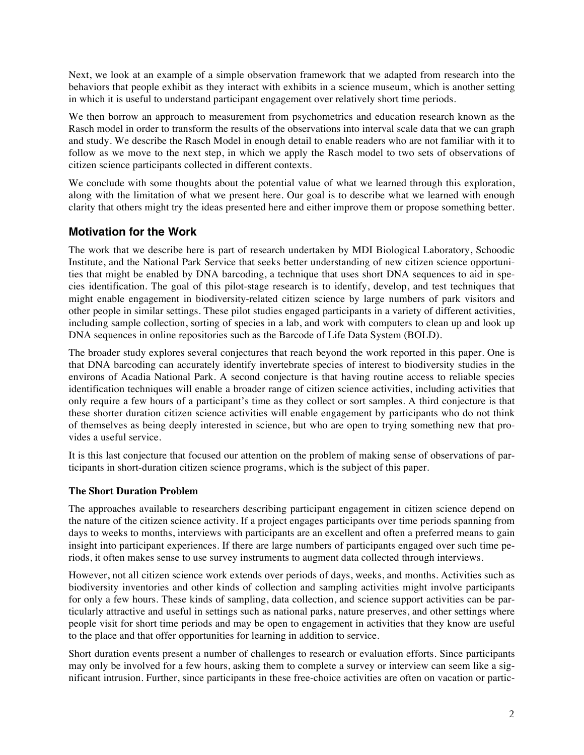Next, we look at an example of a simple observation framework that we adapted from research into the behaviors that people exhibit as they interact with exhibits in a science museum, which is another setting in which it is useful to understand participant engagement over relatively short time periods.

We then borrow an approach to measurement from psychometrics and education research known as the Rasch model in order to transform the results of the observations into interval scale data that we can graph and study. We describe the Rasch Model in enough detail to enable readers who are not familiar with it to follow as we move to the next step, in which we apply the Rasch model to two sets of observations of citizen science participants collected in different contexts.

We conclude with some thoughts about the potential value of what we learned through this exploration, along with the limitation of what we present here. Our goal is to describe what we learned with enough clarity that others might try the ideas presented here and either improve them or propose something better.

## Motivation for the Work

The work that we describe here is part of research undertaken by MDI Biological Laboratory, Schoodic Institute, and the National Park Service that seeks better understanding of new citizen science opportunities that might be enabled by DNA barcoding, a technique that uses short DNA sequences to aid in species identification. The goal of this pilot-stage research is to identify, develop, and test techniques that might enable engagement in biodiversity-related citizen science by large numbers of park visitors and other people in similar settings. These pilot studies engaged participants in a variety of different activities, including sample collection, sorting of species in a lab, and work with computers to clean up and look up DNA sequences in online repositories such as the Barcode of Life Data System (BOLD).

The broader study explores several conjectures that reach beyond the work reported in this paper. One is that DNA barcoding can accurately identify invertebrate species of interest to biodiversity studies in the environs of Acadia National Park. A second conjecture is that having routine access to reliable species identification techniques will enable a broader range of citizen science activities, including activities that only require a few hours of a participant's time as they collect or sort samples. A third conjecture is that these shorter duration citizen science activities will enable engagement by participants who do not think of themselves as being deeply interested in science, but who are open to trying something new that provides a useful service.

It is this last conjecture that focused our attention on the problem of making sense of observations of participants in short-duration citizen science programs, which is the subject of this paper.

### The Short Duration Problem

The approaches available to researchers describing participant engagement in citizen science depend on the nature of the citizen science activity. If a project engages participants over time periods spanning from days to weeks to months, interviews with participants are an excellent and often a preferred means to gain insight into participant experiences. If there are large numbers of participants engaged over such time periods, it often makes sense to use survey instruments to augment data collected through interviews.

However, not all citizen science work extends over periods of days, weeks, and months. Activities such as biodiversity inventories and other kinds of collection and sampling activities might involve participants for only a few hours. These kinds of sampling, data collection, and science support activities can be particularly attractive and useful in settings such as national parks, nature preserves, and other settings where people visit for short time periods and may be open to engagement in activities that they know are useful to the place and that offer opportunities for learning in addition to service.

Short duration events present a number of challenges to research or evaluation efforts. Since participants may only be involved for a few hours, asking them to complete a survey or interview can seem like a significant intrusion. Further, since participants in these free-choice activities are often on vacation or partic-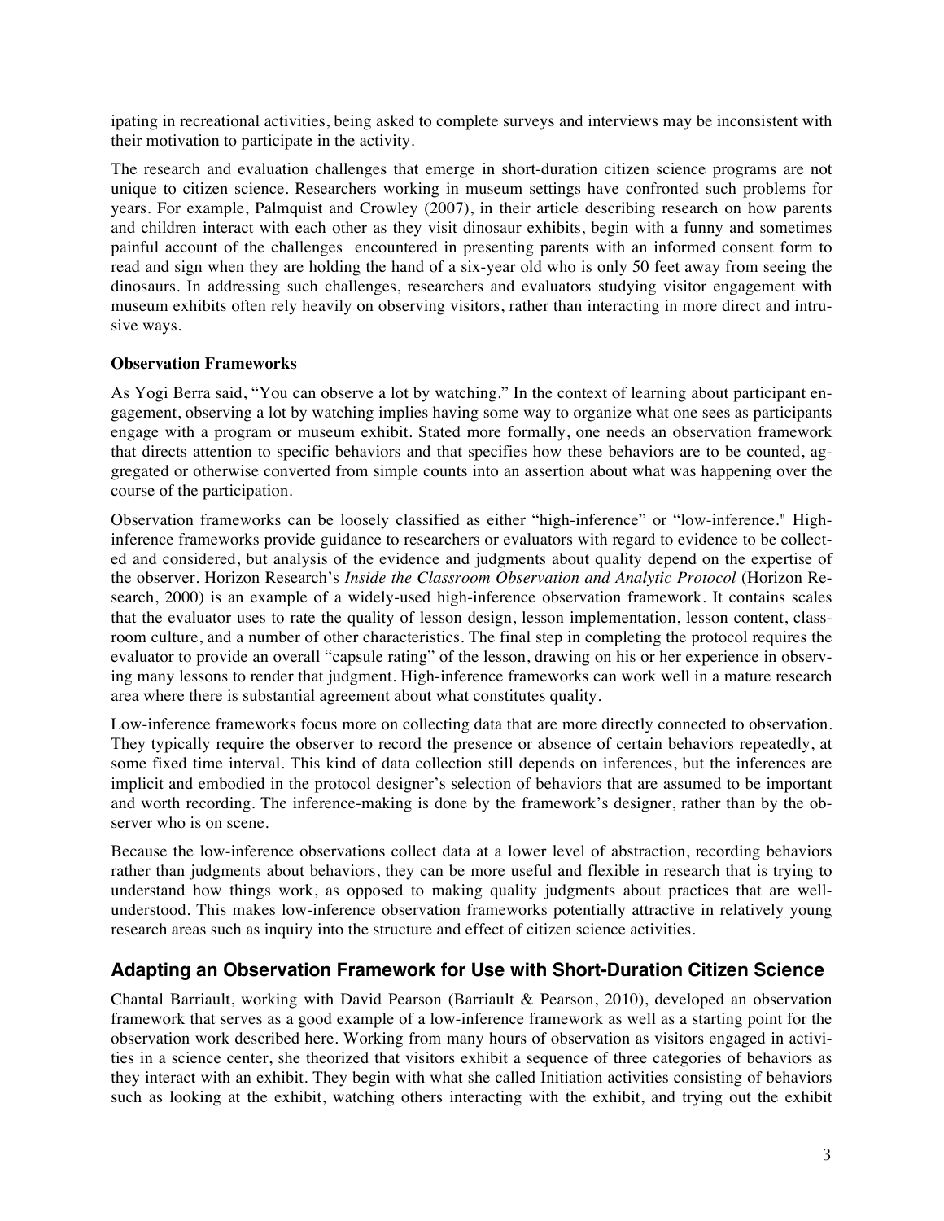ipating in recreational activities, being asked to complete surveys and interviews may be inconsistent with their motivation to participate in the activity.

The research and evaluation challenges that emerge in short-duration citizen science programs are not unique to citizen science. Researchers working in museum settings have confronted such problems for years. For example, Palmquist and Crowley (2007), in their article describing research on how parents and children interact with each other as they visit dinosaur exhibits, begin with a funny and sometimes painful account of the challenges encountered in presenting parents with an informed consent form to read and sign when they are holding the hand of a six-year old who is only 50 feet away from seeing the dinosaurs. In addressing such challenges, researchers and evaluators studying visitor engagement with museum exhibits often rely heavily on observing visitors, rather than interacting in more direct and intrusive ways.

**Observation Frameworks**

As Yogi Berra said, "You can observe a lot by watching." In the context of learning about participant engagement, observing a lot by watching implies having some way to organize what one sees as participants engage with a program or museum exhibit. Stated more formally, one needs an observation framework that directs attention to specific behaviors and that specifies how these behaviors are to be counted, aggregated or otherwise converted from simple counts into an assertion about what was happening over the course of the participation.

Observation frameworks can be loosely classified as either "high-inference" or "low-inference." High-inference frameworks provide guidance to researchers or evaluators with regard to evidence to be collected and considered, but analysis of the evidence and judgments about quality depend on the expertise of the observer. Horizon Research's *Inside the Classroom Observation and Analytic Protocol* (Horizon Research, 2000) is an example of a widely-used high-inference observation framework. It contains scales that the evaluator uses to rate the quality of lesson design, lesson implementation, lesson content, classroom culture, and a number of other characteristics. The final step in completing the protocol requires the evaluator to provide an overall "capsule rating" of the lesson, drawing on his or her experience in observing many lessons to render that judgment. High-inference frameworks can work well in a mature research area where there is substantial agreement about what constitutes quality.

Low-inference frameworks focus more on collecting data that are more directly connected to observation. They typically require the observer to record the presence or absence of certain behaviors repeatedly, at some fixed time interval. This kind of data collection still depends on inferences, but the inferences are implicit and embodied in the protocol designer's selection of behaviors that are assumed to be important and worth recording. The inference-making is done by the framework's designer, rather than by the observer who is on scene.

Because the low-inference observations collect data at a lower level of abstraction, recording behaviors rather than judgments about behaviors, they can be more useful and flexible in research that is trying to understand how things work, as opposed to making quality judgments about practices that are well-understood. This makes low-inference observation frameworks potentially attractive in relatively young research areas such as inquiry into the structure and effect of citizen science activities.

## Adapting an Observation Framework for Use with Short-Duration Citizen Science

Chantal Barriault, working with David Pearson (Barriault & Pearson, 2010), developed an observation framework that serves as a good example of a low-inference framework as well as a starting point for the observation work described here. Working from many hours of observation as visitors engaged in activities in a science center, she theorized that visitors exhibit a sequence of three categories of behaviors as they interact with an exhibit. They begin with what she called Initiation activities consisting of behaviors such as looking at the exhibit, watching others interacting with the exhibit, and trying out the exhibit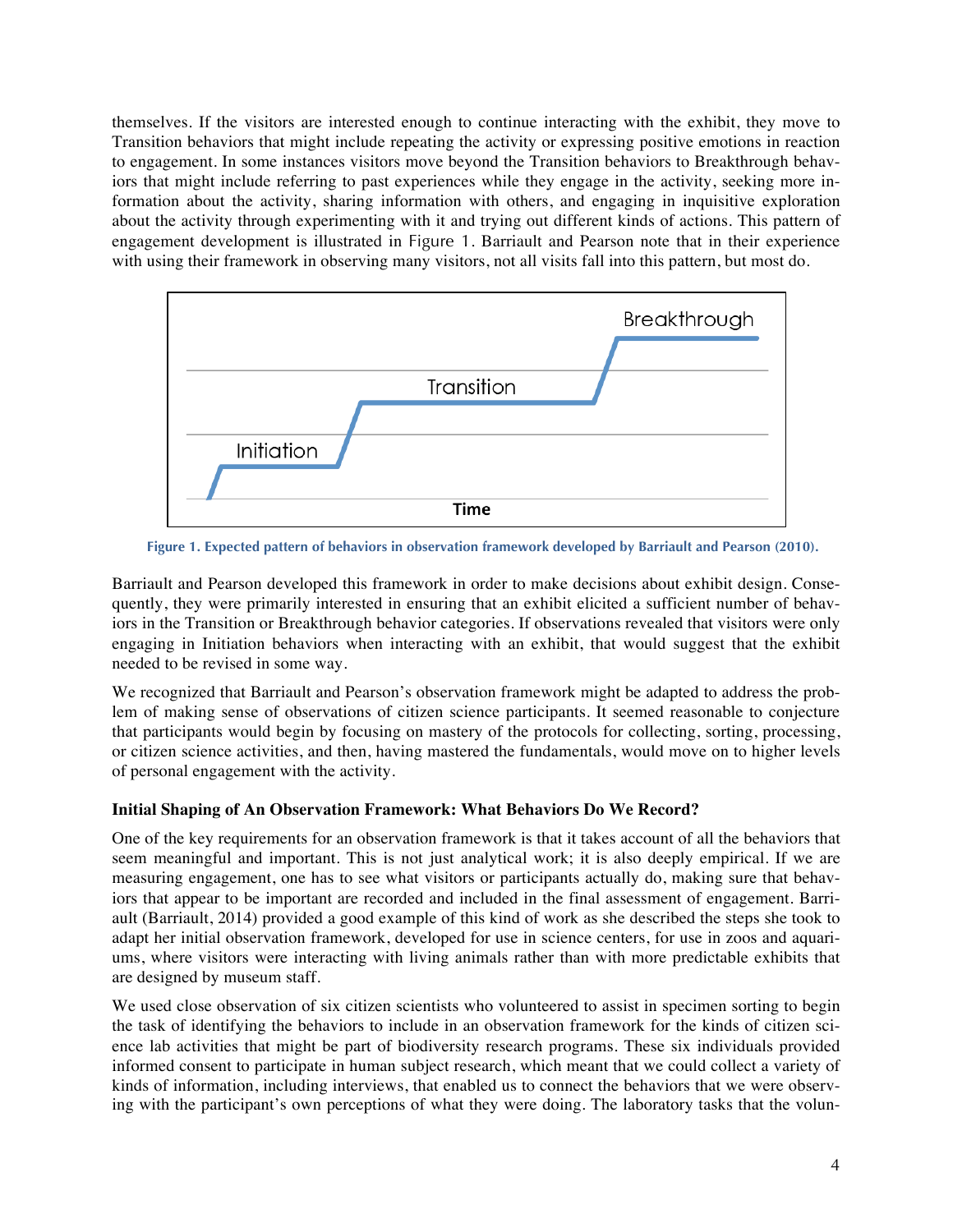themselves. If the visitors are interested enough to continue interacting with the exhibit, they move to Transition behaviors that might include repeating the activity or expressing positive emotions in reaction to engagement. In some instances visitors move beyond the Transition behaviors to Breakthrough behaviors that might include referring to past experiences while they engage in the activity, seeking more information about the activity, sharing information with others, and engaging in inquisitive exploration about the activity through experimenting with it and trying out different kinds of actions. This pattern of engagement development is illustrated in Figure 1. Barriault and Pearson note that in their experience with using their framework in observing many visitors, not all visits fall into this pattern, but most do.

**Figure 1. Expected pattern of behaviors in observation framework developed by Barriault and Pearson (2010).**

Barriault and Pearson developed this framework in order to make decisions about exhibit design. Consequently, they were primarily interested in ensuring that an exhibit elicited a sufficient number of behaviors in the Transition or Breakthrough behavior categories. If observations revealed that visitors were only engaging in Initiation behaviors when interacting with an exhibit, that would suggest that the exhibit needed to be revised in some way.

We recognized that Barriault and Pearson's observation framework might be adapted to address the problem of making sense of observations of citizen science participants. It seemed reasonable to conjecture that participants would begin by focusing on mastery of the protocols for collecting, sorting, processing, or citizen science activities, and then, having mastered the fundamentals, would move on to higher levels of personal engagement with the activity.

### Initial Shaping of An Observation Framework: What Behaviors Do We Record?

One of the key requirements for an observation framework is that it takes account of all the behaviors that seem meaningful and important. This is not just analytical work; it is also deeply empirical. If we are measuring engagement, one has to see what visitors or participants actually do, making sure that behaviors that appear to be important are recorded and included in the final assessment of engagement. Barriault (Barriault, 2014) provided a good example of this kind of work as she described the steps she took to adapt her initial observation framework, developed for use in science centers, for use in zoos and aquariums, where visitors were interacting with living animals rather than with more predictable exhibits that are designed by museum staff.

We used close observation of six citizen scientists who volunteered to assist in specimen sorting to begin the task of identifying the behaviors to include in an observation framework for the kinds of citizen science lab activities that might be part of biodiversity research programs. These six individuals provided informed consent to participate in human subject research, which meant that we could collect a variety of kinds of information, including interviews, that enabled us to connect the behaviors that we were observing with the participant's own perceptions of what they were doing. The laboratory tasks that the volun-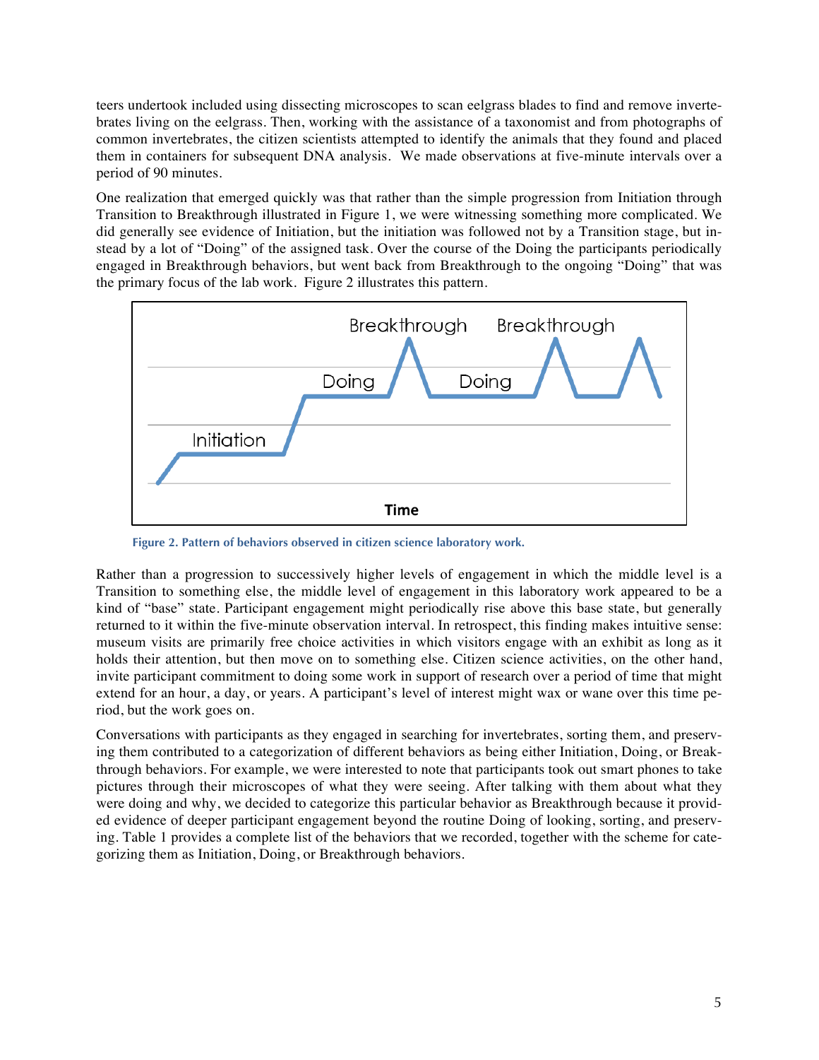teers undertook included using dissecting microscopes to scan eelgrass blades to find and remove invertebrates living on the eelgrass. Then, working with the assistance of a taxonomist and from photographs of common invertebrates, the citizen scientists attempted to identify the animals that they found and placed them in containers for subsequent DNA analysis. We made observations at five-minute intervals over a period of 90 minutes.

One realization that emerged quickly was that rather than the simple progression from Initiation through Transition to Breakthrough illustrated in Figure 1, we were witnessing something more complicated. We did generally see evidence of Initiation, but the initiation was followed not by a Transition stage, but instead by a lot of "Doing" of the assigned task. Over the course of the Doing the participants periodically engaged in Breakthrough behaviors, but went back from Breakthrough to the ongoing "Doing" that was the primary focus of the lab work. Figure 2 illustrates this pattern.

Figure 2. Pattern of behaviors observed in citizen science laboratory work.

Rather than a progression to successively higher levels of engagement in which the middle level is a Transition to something else, the middle level of engagement in this laboratory work appeared to be a kind of "base" state. Participant engagement might periodically rise above this base state, but generally returned to it within the five-minute observation interval. In retrospect, this finding makes intuitive sense: museum visits are primarily free choice activities in which visitors engage with an exhibit as long as it holds their attention, but then move on to something else. Citizen science activities, on the other hand, invite participant commitment to doing some work in support of research over a period of time that might extend for an hour, a day, or years. A participant's level of interest might wax or wane over this time period, but the work goes on.

Conversations with participants as they engaged in searching for invertebrates, sorting them, and preserving them contributed to a categorization of different behaviors as being either Initiation, Doing, or Breakthrough behaviors. For example, we were interested to note that participants took out smart phones to take pictures through their microscopes of what they were seeing. After talking with them about what they were doing and why, we decided to categorize this particular behavior as Breakthrough because it provided evidence of deeper participant engagement beyond the routine Doing of looking, sorting, and preserving. Table 1 provides a complete list of the behaviors that we recorded, together with the scheme for categorizing them as Initiation, Doing, or Breakthrough behaviors.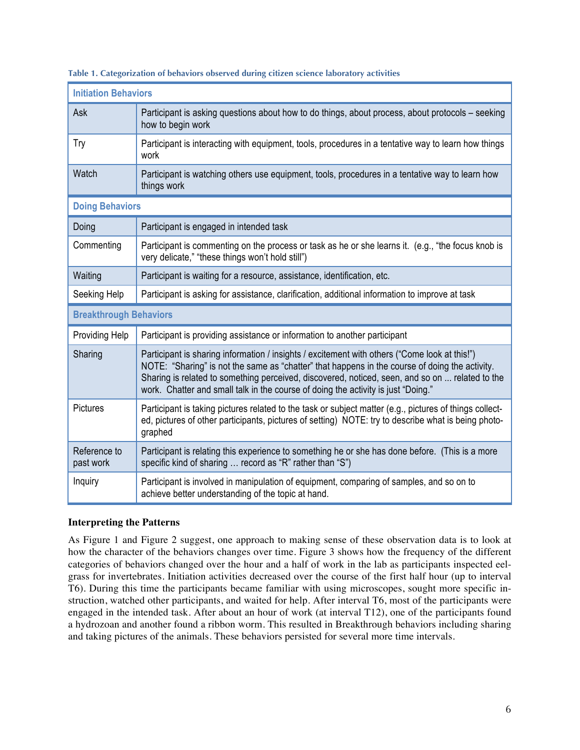**Table 1. Categorization of behaviors observed during citizen science laboratory activities**

| **Initiation Behaviors** | |
|---|---|
| Ask | Participant is asking questions about how to do things, about process, about protocols – seeking how to begin work |
| Try | Participant is interacting with equipment, tools, procedures in a tentative way to learn how things work |
| Watch | Participant is watching others use equipment, tools, procedures in a tentative way to learn how things work |
| **Doing Behaviors** | |
| Doing | Participant is engaged in intended task |
| Commenting | Participant is commenting on the process or task as he or she learns it. (e.g., "the focus knob is very delicate," "these things won't hold still") |
| Waiting | Participant is waiting for a resource, assistance, identification, etc. |
| Seeking Help | Participant is asking for assistance, clarification, additional information to improve at task |
| **Breakthrough Behaviors** | |
| Providing Help | Participant is providing assistance or information to another participant |
| Sharing | Participant is sharing information / insights / excitement with others ("Come look at this!") NOTE: "Sharing" is not the same as "chatter" that happens in the course of doing the activity. Sharing is related to something perceived, discovered, noticed, seen, and so on ... related to the work. Chatter and small talk in the course of doing the activity is just "Doing." |
| Pictures | Participant is taking pictures related to the task or subject matter (e.g., pictures of things collected, pictures of other participants, pictures of setting) NOTE: try to describe what is being photographed |
| Reference to past work | Participant is relating this experience to something he or she has done before. (This is a more specific kind of sharing … record as "R" rather than "S") |
| Inquiry | Participant is involved in manipulation of equipment, comparing of samples, and so on to achieve better understanding of the topic at hand. |

### Interpreting the Patterns

As Figure 1 and Figure 2 suggest, one approach to making sense of these observation data is to look at how the character of the behaviors changes over time. Figure 3 shows how the frequency of the different categories of behaviors changed over the hour and a half of work in the lab as participants inspected eelgrass for invertebrates. Initiation activities decreased over the course of the first half hour (up to interval T6). During this time the participants became familiar with using microscopes, sought more specific instruction, watched other participants, and waited for help. After interval T6, most of the participants were engaged in the intended task. After about an hour of work (at interval T12), one of the participants found a hydrozoan and another found a ribbon worm. This resulted in Breakthrough behaviors including sharing and taking pictures of the animals. These behaviors persisted for several more time intervals.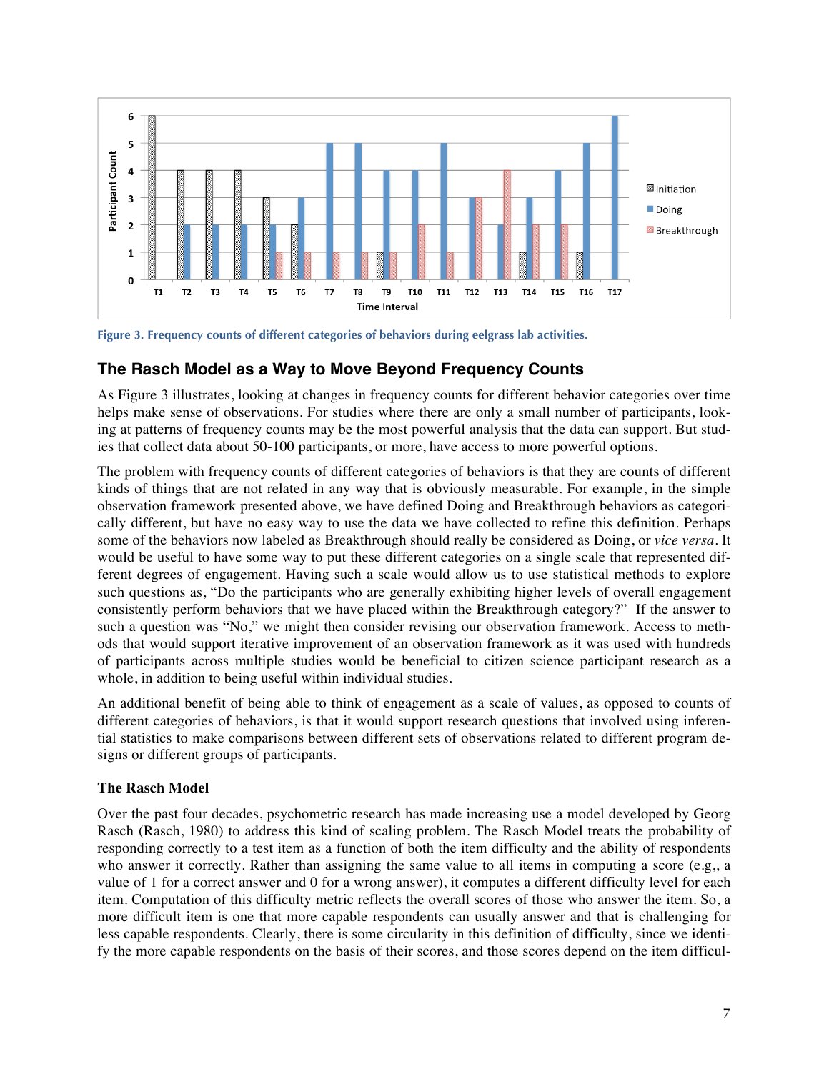Figure 3. Frequency counts of different categories of behaviors during eelgrass lab activities.

## The Rasch Model as a Way to Move Beyond Frequency Counts

As Figure 3 illustrates, looking at changes in frequency counts for different behavior categories over time helps make sense of observations. For studies where there are only a small number of participants, looking at patterns of frequency counts may be the most powerful analysis that the data can support. But studies that collect data about 50-100 participants, or more, have access to more powerful options.

The problem with frequency counts of different categories of behaviors is that they are counts of different kinds of things that are not related in any way that is obviously measurable. For example, in the simple observation framework presented above, we have defined Doing and Breakthrough behaviors as categorically different, but have no easy way to use the data we have collected to refine this definition. Perhaps some of the behaviors now labeled as Breakthrough should really be considered as Doing, or *vice versa*. It would be useful to have some way to put these different categories on a single scale that represented different degrees of engagement. Having such a scale would allow us to use statistical methods to explore such questions as, "Do the participants who are generally exhibiting higher levels of overall engagement consistently perform behaviors that we have placed within the Breakthrough category?" If the answer to such a question was "No," we might then consider revising our observation framework. Access to methods that would support iterative improvement of an observation framework as it was used with hundreds of participants across multiple studies would be beneficial to citizen science participant research as a whole, in addition to being useful within individual studies.

An additional benefit of being able to think of engagement as a scale of values, as opposed to counts of different categories of behaviors, is that it would support research questions that involved using inferential statistics to make comparisons between different sets of observations related to different program designs or different groups of participants.

### The Rasch Model

Over the past four decades, psychometric research has made increasing use a model developed by Georg Rasch (Rasch, 1980) to address this kind of scaling problem. The Rasch Model treats the probability of responding correctly to a test item as a function of both the item difficulty and the ability of respondents who answer it correctly. Rather than assigning the same value to all items in computing a score (e.g.,, a value of 1 for a correct answer and 0 for a wrong answer), it computes a different difficulty level for each item. Computation of this difficulty metric reflects the overall scores of those who answer the item. So, a more difficult item is one that more capable respondents can usually answer and that is challenging for less capable respondents. Clearly, there is some circularity in this definition of difficulty, since we identify the more capable respondents on the basis of their scores, and those scores depend on the item difficul-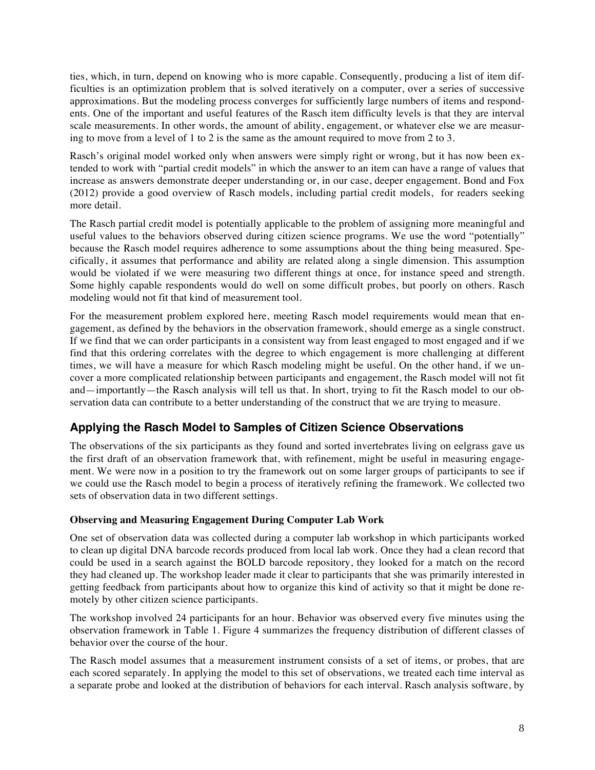ties, which, in turn, depend on knowing who is more capable. Consequently, producing a list of item difficulties is an optimization problem that is solved iteratively on a computer, over a series of successive approximations. But the modeling process converges for sufficiently large numbers of items and respondents. One of the important and useful features of the Rasch item difficulty levels is that they are interval scale measurements. In other words, the amount of ability, engagement, or whatever else we are measuring to move from a level of 1 to 2 is the same as the amount required to move from 2 to 3.

Rasch's original model worked only when answers were simply right or wrong, but it has now been extended to work with "partial credit models" in which the answer to an item can have a range of values that increase as answers demonstrate deeper understanding or, in our case, deeper engagement. Bond and Fox (2012) provide a good overview of Rasch models, including partial credit models, for readers seeking more detail.

The Rasch partial credit model is potentially applicable to the problem of assigning more meaningful and useful values to the behaviors observed during citizen science programs. We use the word "potentially" because the Rasch model requires adherence to some assumptions about the thing being measured. Specifically, it assumes that performance and ability are related along a single dimension. This assumption would be violated if we were measuring two different things at once, for instance speed and strength. Some highly capable respondents would do well on some difficult probes, but poorly on others. Rasch modeling would not fit that kind of measurement tool.

For the measurement problem explored here, meeting Rasch model requirements would mean that engagement, as defined by the behaviors in the observation framework, should emerge as a single construct. If we find that we can order participants in a consistent way from least engaged to most engaged and if we find that this ordering correlates with the degree to which engagement is more challenging at different times, we will have a measure for which Rasch modeling might be useful. On the other hand, if we uncover a more complicated relationship between participants and engagement, the Rasch model will not fit and—importantly—the Rasch analysis will tell us that. In short, trying to fit the Rasch model to our observation data can contribute to a better understanding of the construct that we are trying to measure.

## Applying the Rasch Model to Samples of Citizen Science Observations

The observations of the six participants as they found and sorted invertebrates living on eelgrass gave us the first draft of an observation framework that, with refinement, might be useful in measuring engagement. We were now in a position to try the framework out on some larger groups of participants to see if we could use the Rasch model to begin a process of iteratively refining the framework. We collected two sets of observation data in two different settings.

### Observing and Measuring Engagement During Computer Lab Work

One set of observation data was collected during a computer lab workshop in which participants worked to clean up digital DNA barcode records produced from local lab work. Once they had a clean record that could be used in a search against the BOLD barcode repository, they looked for a match on the record they had cleaned up. The workshop leader made it clear to participants that she was primarily interested in getting feedback from participants about how to organize this kind of activity so that it might be done remotely by other citizen science participants.

The workshop involved 24 participants for an hour. Behavior was observed every five minutes using the observation framework in Table 1. Figure 4 summarizes the frequency distribution of different classes of behavior over the course of the hour.

The Rasch model assumes that a measurement instrument consists of a set of items, or probes, that are each scored separately. In applying the model to this set of observations, we treated each time interval as a separate probe and looked at the distribution of behaviors for each interval. Rasch analysis software, by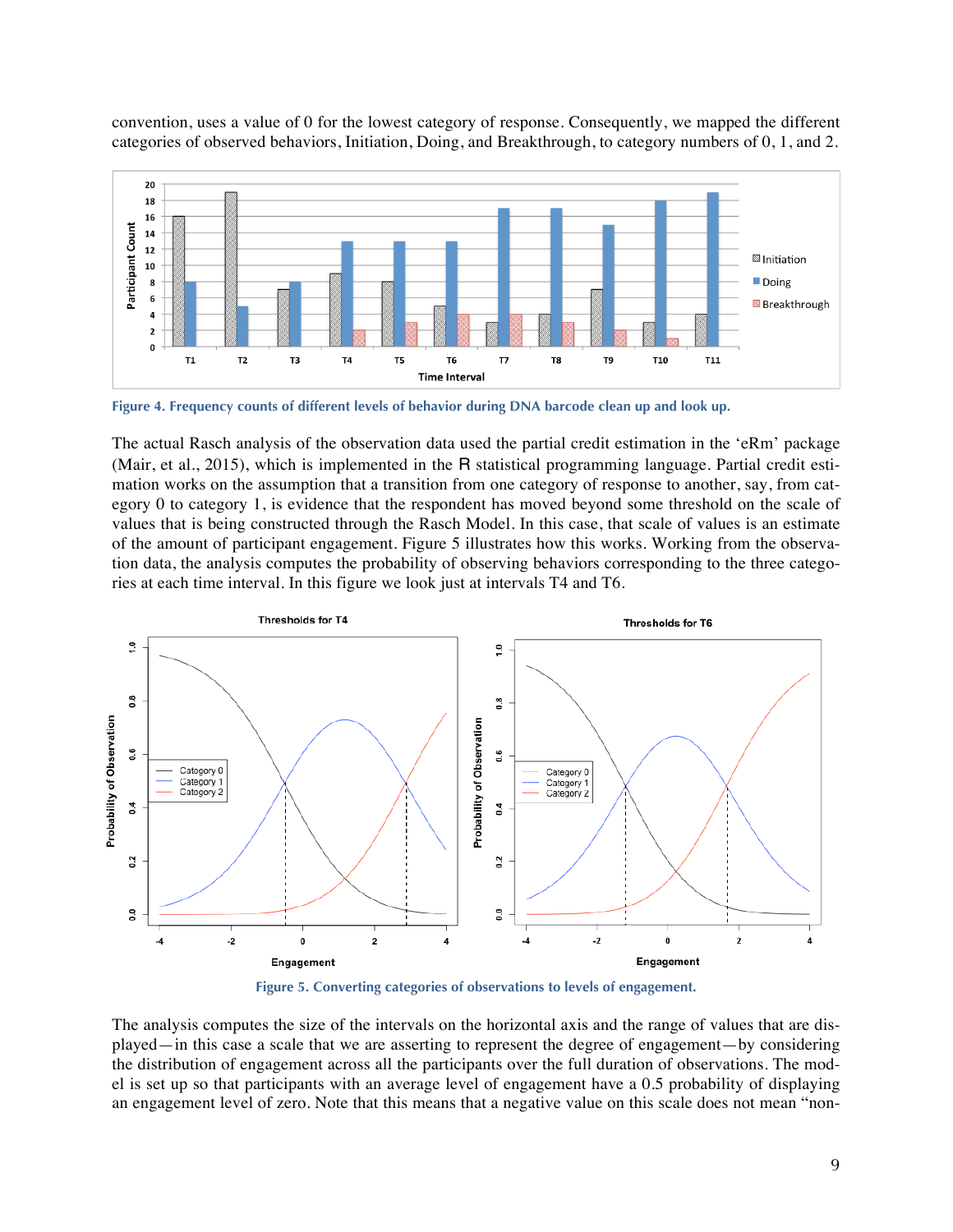convention, uses a value of 0 for the lowest category of response. Consequently, we mapped the different categories of observed behaviors, Initiation, Doing, and Breakthrough, to category numbers of 0, 1, and 2.

Figure 4. Frequency counts of different levels of behavior during DNA barcode clean up and look up.

The actual Rasch analysis of the observation data used the partial credit estimation in the 'eRm' package (Mair, et al., 2015), which is implemented in the R statistical programming language. Partial credit estimation works on the assumption that a transition from one category of response to another, say, from category 0 to category 1, is evidence that the respondent has moved beyond some threshold on the scale of values that is being constructed through the Rasch Model. In this case, that scale of values is an estimate of the amount of participant engagement. Figure 5 illustrates how this works. Working from the observation data, the analysis computes the probability of observing behaviors corresponding to the three categories at each time interval. In this figure we look just at intervals T4 and T6.

Figure 5. Converting categories of observations to levels of engagement.

The analysis computes the size of the intervals on the horizontal axis and the range of values that are displayed—in this case a scale that we are asserting to represent the degree of engagement—by considering the distribution of engagement across all the participants over the full duration of observations. The model is set up so that participants with an average level of engagement have a 0.5 probability of displaying an engagement level of zero. Note that this means that a negative value on this scale does not mean "non-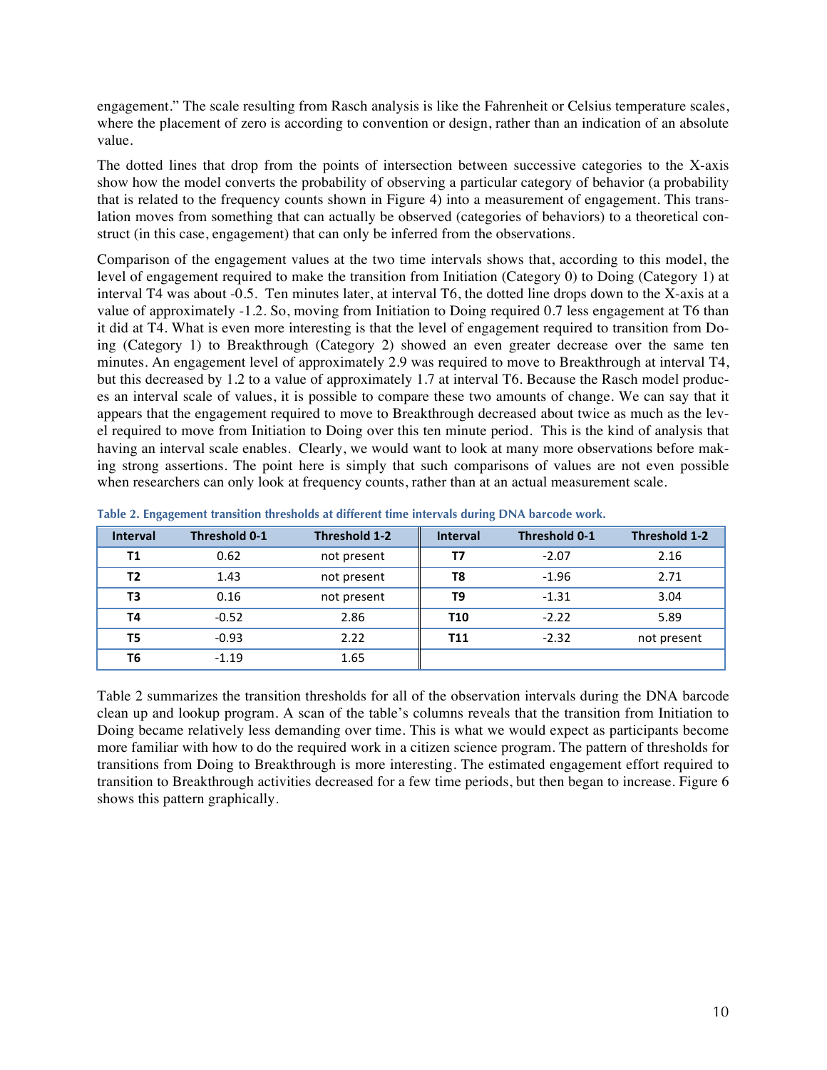engagement." The scale resulting from Rasch analysis is like the Fahrenheit or Celsius temperature scales, where the placement of zero is according to convention or design, rather than an indication of an absolute value.

The dotted lines that drop from the points of intersection between successive categories to the X-axis show how the model converts the probability of observing a particular category of behavior (a probability that is related to the frequency counts shown in Figure 4) into a measurement of engagement. This translation moves from something that can actually be observed (categories of behaviors) to a theoretical construct (in this case, engagement) that can only be inferred from the observations.

Comparison of the engagement values at the two time intervals shows that, according to this model, the level of engagement required to make the transition from Initiation (Category 0) to Doing (Category 1) at interval T4 was about -0.5. Ten minutes later, at interval T6, the dotted line drops down to the X-axis at a value of approximately -1.2. So, moving from Initiation to Doing required 0.7 less engagement at T6 than it did at T4. What is even more interesting is that the level of engagement required to transition from Doing (Category 1) to Breakthrough (Category 2) showed an even greater decrease over the same ten minutes. An engagement level of approximately 2.9 was required to move to Breakthrough at interval T4, but this decreased by 1.2 to a value of approximately 1.7 at interval T6. Because the Rasch model produces an interval scale of values, it is possible to compare these two amounts of change. We can say that it appears that the engagement required to move to Breakthrough decreased about twice as much as the level required to move from Initiation to Doing over this ten minute period. This is the kind of analysis that having an interval scale enables. Clearly, we would want to look at many more observations before making strong assertions. The point here is simply that such comparisons of values are not even possible when researchers can only look at frequency counts, rather than at an actual measurement scale.

**Table 2. Engagement transition thresholds at different time intervals during DNA barcode work.**

| Interval | Threshold 0-1 | Threshold 1-2 | Interval | Threshold 0-1 | Threshold 1-2 |
|---|---|---|---|---|---|
| **T1** | 0.62 | not present | **T7** | -2.07 | 2.16 |
| **T2** | 1.43 | not present | **T8** | -1.96 | 2.71 |
| **T3** | 0.16 | not present | **T9** | -1.31 | 3.04 |
| **T4** | -0.52 | 2.86 | **T10** | -2.22 | 5.89 |
| **T5** | -0.93 | 2.22 | **T11** | -2.32 | not present |
| **T6** | -1.19 | 1.65 | | | |

Table 2 summarizes the transition thresholds for all of the observation intervals during the DNA barcode clean up and lookup program. A scan of the table's columns reveals that the transition from Initiation to Doing became relatively less demanding over time. This is what we would expect as participants become more familiar with how to do the required work in a citizen science program. The pattern of thresholds for transitions from Doing to Breakthrough is more interesting. The estimated engagement effort required to transition to Breakthrough activities decreased for a few time periods, but then began to increase. Figure 6 shows this pattern graphically.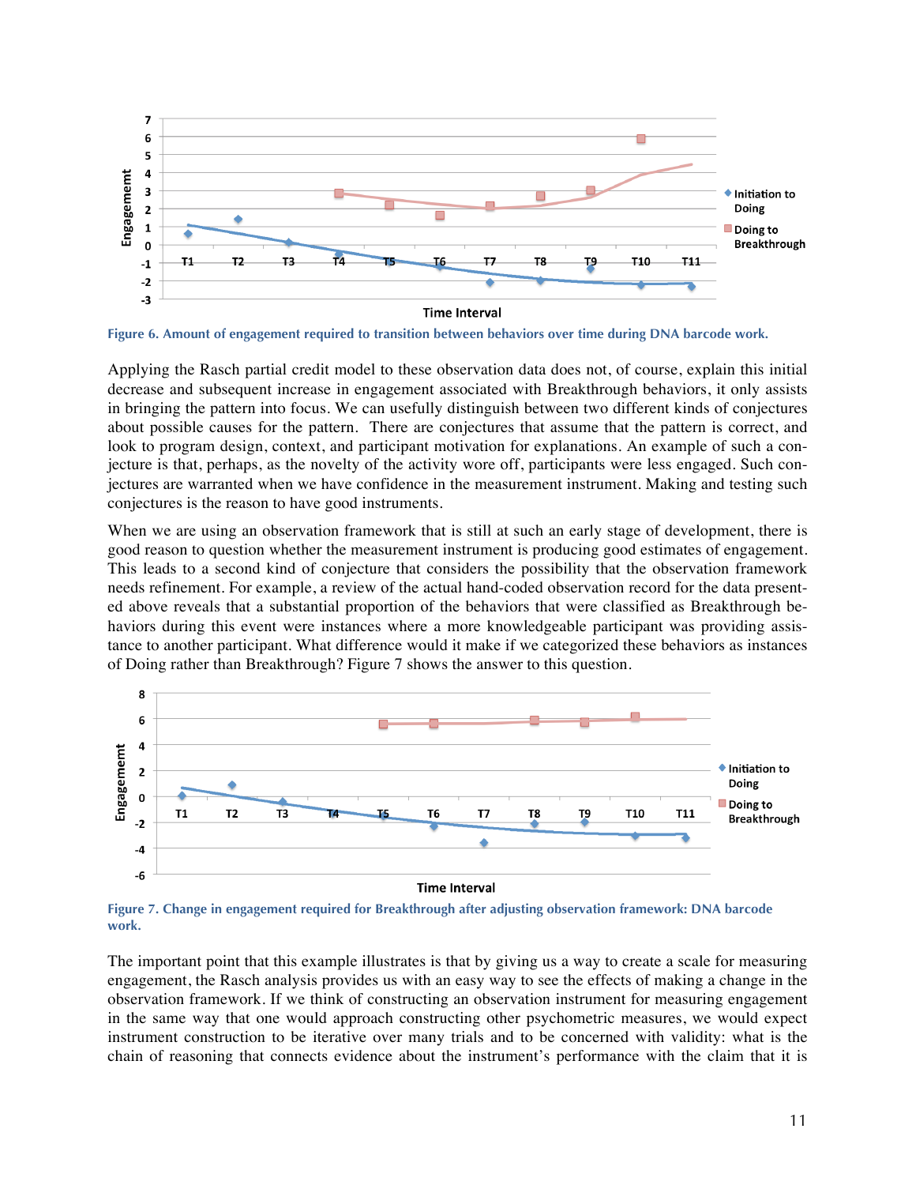Figure 6. Amount of engagement required to transition between behaviors over time during DNA barcode work.

Applying the Rasch partial credit model to these observation data does not, of course, explain this initial decrease and subsequent increase in engagement associated with Breakthrough behaviors, it only assists in bringing the pattern into focus. We can usefully distinguish between two different kinds of conjectures about possible causes for the pattern. There are conjectures that assume that the pattern is correct, and look to program design, context, and participant motivation for explanations. An example of such a conjecture is that, perhaps, as the novelty of the activity wore off, participants were less engaged. Such conjectures are warranted when we have confidence in the measurement instrument. Making and testing such conjectures is the reason to have good instruments.

When we are using an observation framework that is still at such an early stage of development, there is good reason to question whether the measurement instrument is producing good estimates of engagement. This leads to a second kind of conjecture that considers the possibility that the observation framework needs refinement. For example, a review of the actual hand-coded observation record for the data presented above reveals that a substantial proportion of the behaviors that were classified as Breakthrough behaviors during this event were instances where a more knowledgeable participant was providing assistance to another participant. What difference would it make if we categorized these behaviors as instances of Doing rather than Breakthrough? Figure 7 shows the answer to this question.

Figure 7. Change in engagement required for Breakthrough after adjusting observation framework: DNA barcode work.

The important point that this example illustrates is that by giving us a way to create a scale for measuring engagement, the Rasch analysis provides us with an easy way to see the effects of making a change in the observation framework. If we think of constructing an observation instrument for measuring engagement in the same way that one would approach constructing other psychometric measures, we would expect instrument construction to be iterative over many trials and to be concerned with validity: what is the chain of reasoning that connects evidence about the instrument's performance with the claim that it is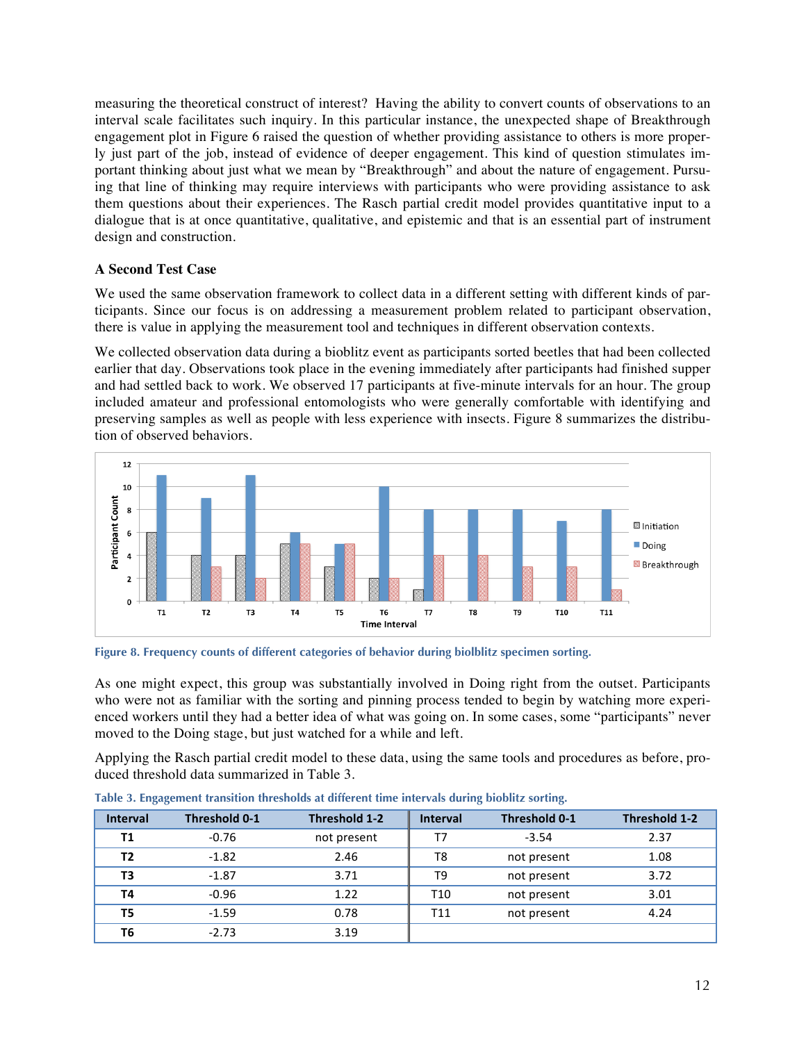measuring the theoretical construct of interest? Having the ability to convert counts of observations to an interval scale facilitates such inquiry. In this particular instance, the unexpected shape of Breakthrough engagement plot in Figure 6 raised the question of whether providing assistance to others is more properly just part of the job, instead of evidence of deeper engagement. This kind of question stimulates important thinking about just what we mean by "Breakthrough" and about the nature of engagement. Pursuing that line of thinking may require interviews with participants who were providing assistance to ask them questions about their experiences. The Rasch partial credit model provides quantitative input to a dialogue that is at once quantitative, qualitative, and epistemic and that is an essential part of instrument design and construction.

### A Second Test Case

We used the same observation framework to collect data in a different setting with different kinds of participants. Since our focus is on addressing a measurement problem related to participant observation, there is value in applying the measurement tool and techniques in different observation contexts.

We collected observation data during a bioblitz event as participants sorted beetles that had been collected earlier that day. Observations took place in the evening immediately after participants had finished supper and had settled back to work. We observed 17 participants at five-minute intervals for an hour. The group included amateur and professional entomologists who were generally comfortable with identifying and preserving samples as well as people with less experience with insects. Figure 8 summarizes the distribution of observed behaviors.

Figure 8. Frequency counts of different categories of behavior during biolblitz specimen sorting.

As one might expect, this group was substantially involved in Doing right from the outset. Participants who were not as familiar with the sorting and pinning process tended to begin by watching more experienced workers until they had a better idea of what was going on. In some cases, some "participants" never moved to the Doing stage, but just watched for a while and left.

Applying the Rasch partial credit model to these data, using the same tools and procedures as before, produced threshold data summarized in Table 3.

Table 3. Engagement transition thresholds at different time intervals during bioblitz sorting.

| Interval | Threshold 0-1 | Threshold 1-2 | Interval | Threshold 0-1 | Threshold 1-2 |
|---|---|---|---|---|---|
| T1 | -0.76 | not present | T7 | -3.54 | 2.37 |
| T2 | -1.82 | 2.46 | T8 | not present | 1.08 |
| T3 | -1.87 | 3.71 | T9 | not present | 3.72 |
| T4 | -0.96 | 1.22 | T10 | not present | 3.01 |
| T5 | -1.59 | 0.78 | T11 | not present | 4.24 |
| T6 | -2.73 | 3.19 | | | |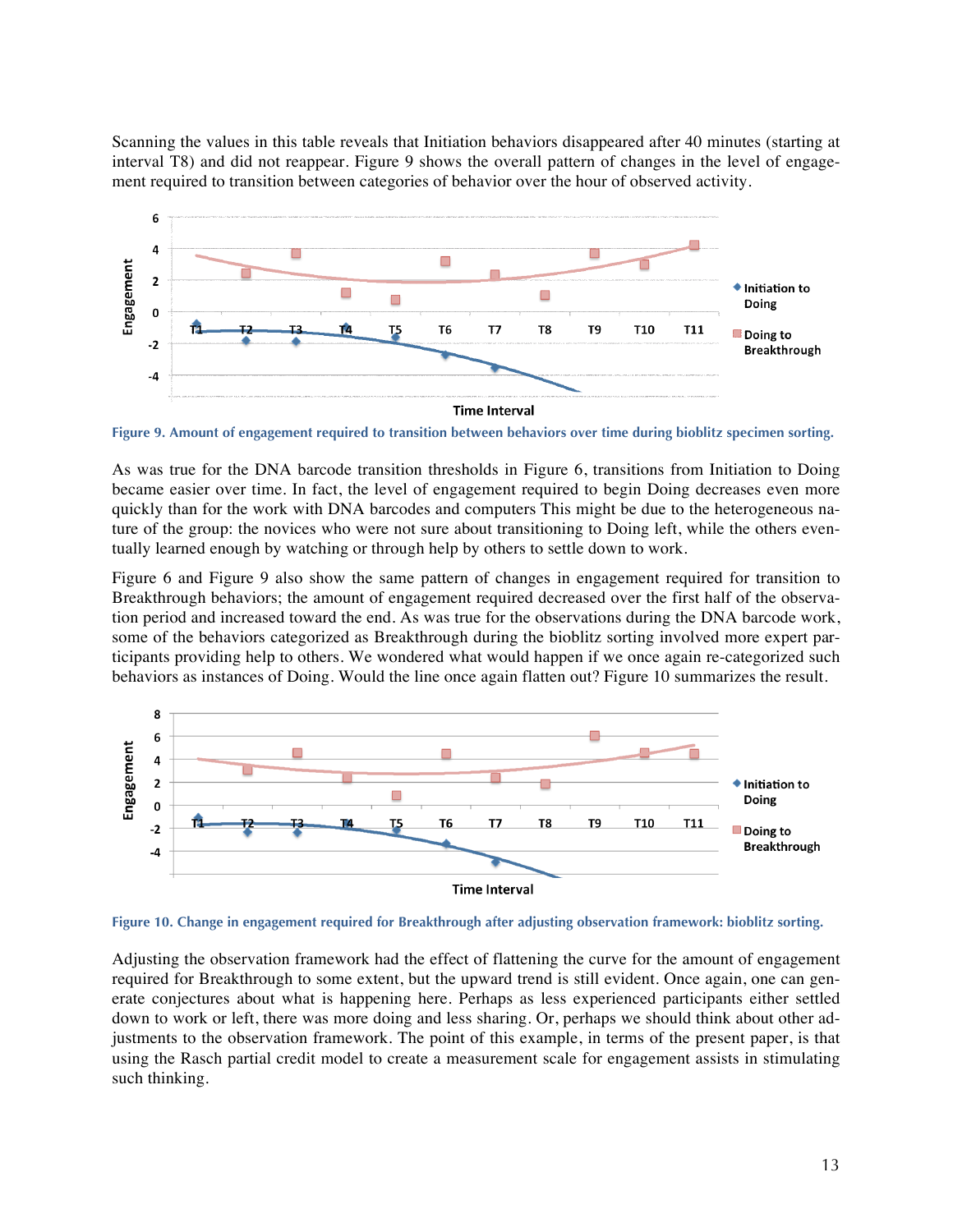Scanning the values in this table reveals that Initiation behaviors disappeared after 40 minutes (starting at interval T8) and did not reappear. Figure 9 shows the overall pattern of changes in the level of engagement required to transition between categories of behavior over the hour of observed activity.

**Figure 9. Amount of engagement required to transition between behaviors over time during bioblitz specimen sorting.**

As was true for the DNA barcode transition thresholds in Figure 6, transitions from Initiation to Doing became easier over time. In fact, the level of engagement required to begin Doing decreases even more quickly than for the work with DNA barcodes and computers This might be due to the heterogeneous nature of the group: the novices who were not sure about transitioning to Doing left, while the others eventually learned enough by watching or through help by others to settle down to work.

Figure 6 and Figure 9 also show the same pattern of changes in engagement required for transition to Breakthrough behaviors; the amount of engagement required decreased over the first half of the observation period and increased toward the end. As was true for the observations during the DNA barcode work, some of the behaviors categorized as Breakthrough during the bioblitz sorting involved more expert participants providing help to others. We wondered what would happen if we once again re-categorized such behaviors as instances of Doing. Would the line once again flatten out? Figure 10 summarizes the result.

**Figure 10. Change in engagement required for Breakthrough after adjusting observation framework: bioblitz sorting.**

Adjusting the observation framework had the effect of flattening the curve for the amount of engagement required for Breakthrough to some extent, but the upward trend is still evident. Once again, one can generate conjectures about what is happening here. Perhaps as less experienced participants either settled down to work or left, there was more doing and less sharing. Or, perhaps we should think about other adjustments to the observation framework. The point of this example, in terms of the present paper, is that using the Rasch partial credit model to create a measurement scale for engagement assists in stimulating such thinking.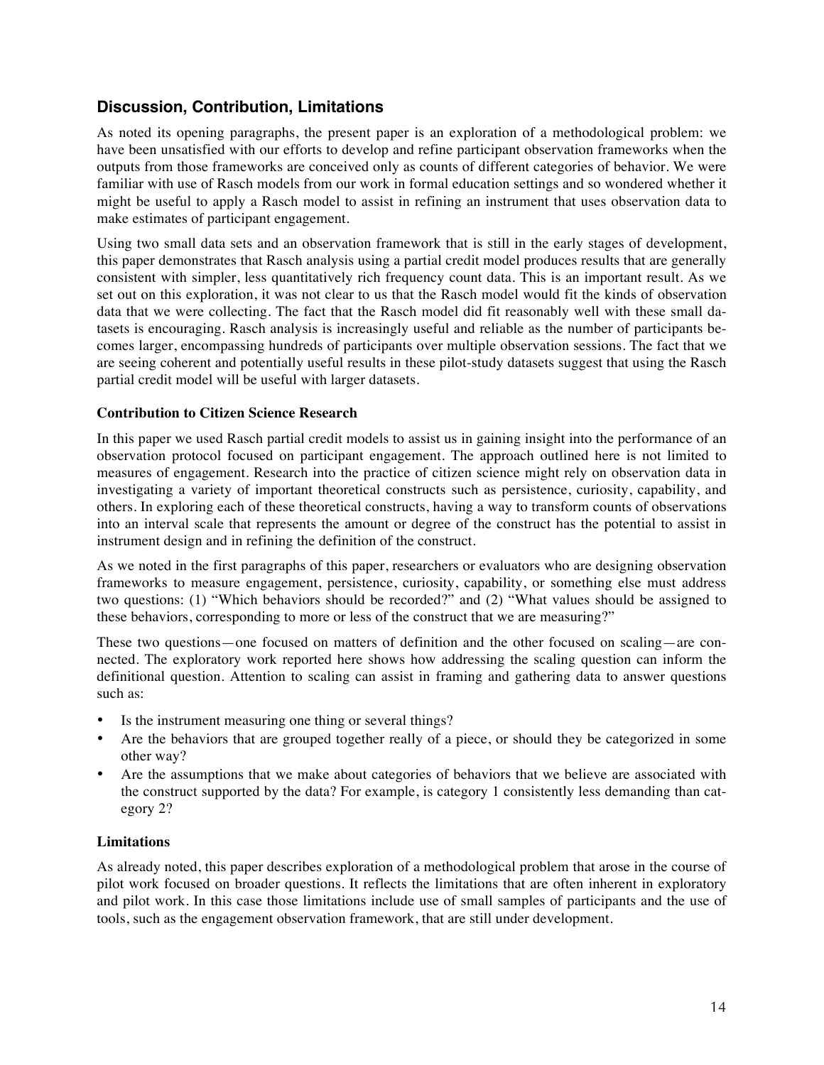## Discussion, Contribution, Limitations

As noted its opening paragraphs, the present paper is an exploration of a methodological problem: we have been unsatisfied with our efforts to develop and refine participant observation frameworks when the outputs from those frameworks are conceived only as counts of different categories of behavior. We were familiar with use of Rasch models from our work in formal education settings and so wondered whether it might be useful to apply a Rasch model to assist in refining an instrument that uses observation data to make estimates of participant engagement.

Using two small data sets and an observation framework that is still in the early stages of development, this paper demonstrates that Rasch analysis using a partial credit model produces results that are generally consistent with simpler, less quantitatively rich frequency count data. This is an important result. As we set out on this exploration, it was not clear to us that the Rasch model would fit the kinds of observation data that we were collecting. The fact that the Rasch model did fit reasonably well with these small datasets is encouraging. Rasch analysis is increasingly useful and reliable as the number of participants becomes larger, encompassing hundreds of participants over multiple observation sessions. The fact that we are seeing coherent and potentially useful results in these pilot-study datasets suggest that using the Rasch partial credit model will be useful with larger datasets.

### Contribution to Citizen Science Research

In this paper we used Rasch partial credit models to assist us in gaining insight into the performance of an observation protocol focused on participant engagement. The approach outlined here is not limited to measures of engagement. Research into the practice of citizen science might rely on observation data in investigating a variety of important theoretical constructs such as persistence, curiosity, capability, and others. In exploring each of these theoretical constructs, having a way to transform counts of observations into an interval scale that represents the amount or degree of the construct has the potential to assist in instrument design and in refining the definition of the construct.

As we noted in the first paragraphs of this paper, researchers or evaluators who are designing observation frameworks to measure engagement, persistence, curiosity, capability, or something else must address two questions: (1) "Which behaviors should be recorded?" and (2) "What values should be assigned to these behaviors, corresponding to more or less of the construct that we are measuring?"

These two questions—one focused on matters of definition and the other focused on scaling—are connected. The exploratory work reported here shows how addressing the scaling question can inform the definitional question. Attention to scaling can assist in framing and gathering data to answer questions such as:

- Is the instrument measuring one thing or several things?
- Are the behaviors that are grouped together really of a piece, or should they be categorized in some other way?
- Are the assumptions that we make about categories of behaviors that we believe are associated with the construct supported by the data? For example, is category 1 consistently less demanding than category 2?

### Limitations

As already noted, this paper describes exploration of a methodological problem that arose in the course of pilot work focused on broader questions. It reflects the limitations that are often inherent in exploratory and pilot work. In this case those limitations include use of small samples of participants and the use of tools, such as the engagement observation framework, that are still under development.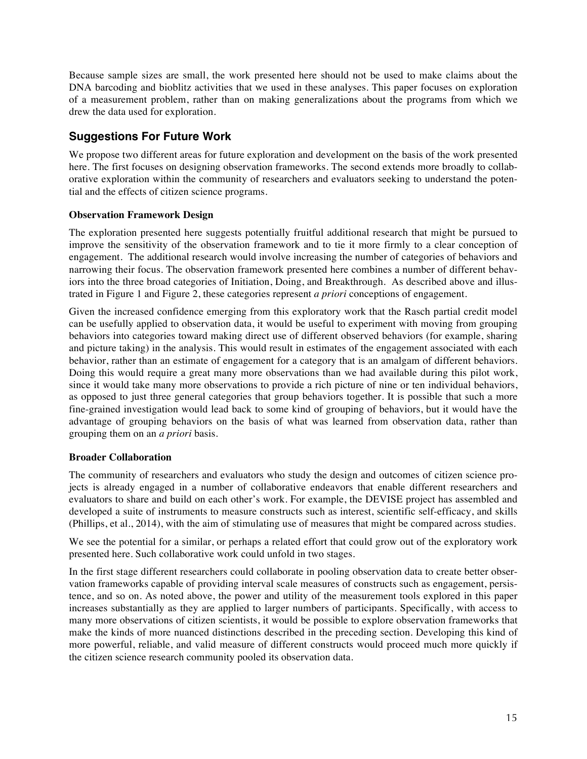Because sample sizes are small, the work presented here should not be used to make claims about the DNA barcoding and bioblitz activities that we used in these analyses. This paper focuses on exploration of a measurement problem, rather than on making generalizations about the programs from which we drew the data used for exploration.

## Suggestions For Future Work

We propose two different areas for future exploration and development on the basis of the work presented here. The first focuses on designing observation frameworks. The second extends more broadly to collaborative exploration within the community of researchers and evaluators seeking to understand the potential and the effects of citizen science programs.

### Observation Framework Design

The exploration presented here suggests potentially fruitful additional research that might be pursued to improve the sensitivity of the observation framework and to tie it more firmly to a clear conception of engagement. The additional research would involve increasing the number of categories of behaviors and narrowing their focus. The observation framework presented here combines a number of different behaviors into the three broad categories of Initiation, Doing, and Breakthrough. As described above and illustrated in Figure 1 and Figure 2, these categories represent *a priori* conceptions of engagement.

Given the increased confidence emerging from this exploratory work that the Rasch partial credit model can be usefully applied to observation data, it would be useful to experiment with moving from grouping behaviors into categories toward making direct use of different observed behaviors (for example, sharing and picture taking) in the analysis. This would result in estimates of the engagement associated with each behavior, rather than an estimate of engagement for a category that is an amalgam of different behaviors. Doing this would require a great many more observations than we had available during this pilot work, since it would take many more observations to provide a rich picture of nine or ten individual behaviors, as opposed to just three general categories that group behaviors together. It is possible that such a more fine-grained investigation would lead back to some kind of grouping of behaviors, but it would have the advantage of grouping behaviors on the basis of what was learned from observation data, rather than grouping them on an *a priori* basis.

### Broader Collaboration

The community of researchers and evaluators who study the design and outcomes of citizen science projects is already engaged in a number of collaborative endeavors that enable different researchers and evaluators to share and build on each other's work. For example, the DEVISE project has assembled and developed a suite of instruments to measure constructs such as interest, scientific self-efficacy, and skills (Phillips, et al., 2014), with the aim of stimulating use of measures that might be compared across studies.

We see the potential for a similar, or perhaps a related effort that could grow out of the exploratory work presented here. Such collaborative work could unfold in two stages.

In the first stage different researchers could collaborate in pooling observation data to create better observation frameworks capable of providing interval scale measures of constructs such as engagement, persistence, and so on. As noted above, the power and utility of the measurement tools explored in this paper increases substantially as they are applied to larger numbers of participants. Specifically, with access to many more observations of citizen scientists, it would be possible to explore observation frameworks that make the kinds of more nuanced distinctions described in the preceding section. Developing this kind of more powerful, reliable, and valid measure of different constructs would proceed much more quickly if the citizen science research community pooled its observation data.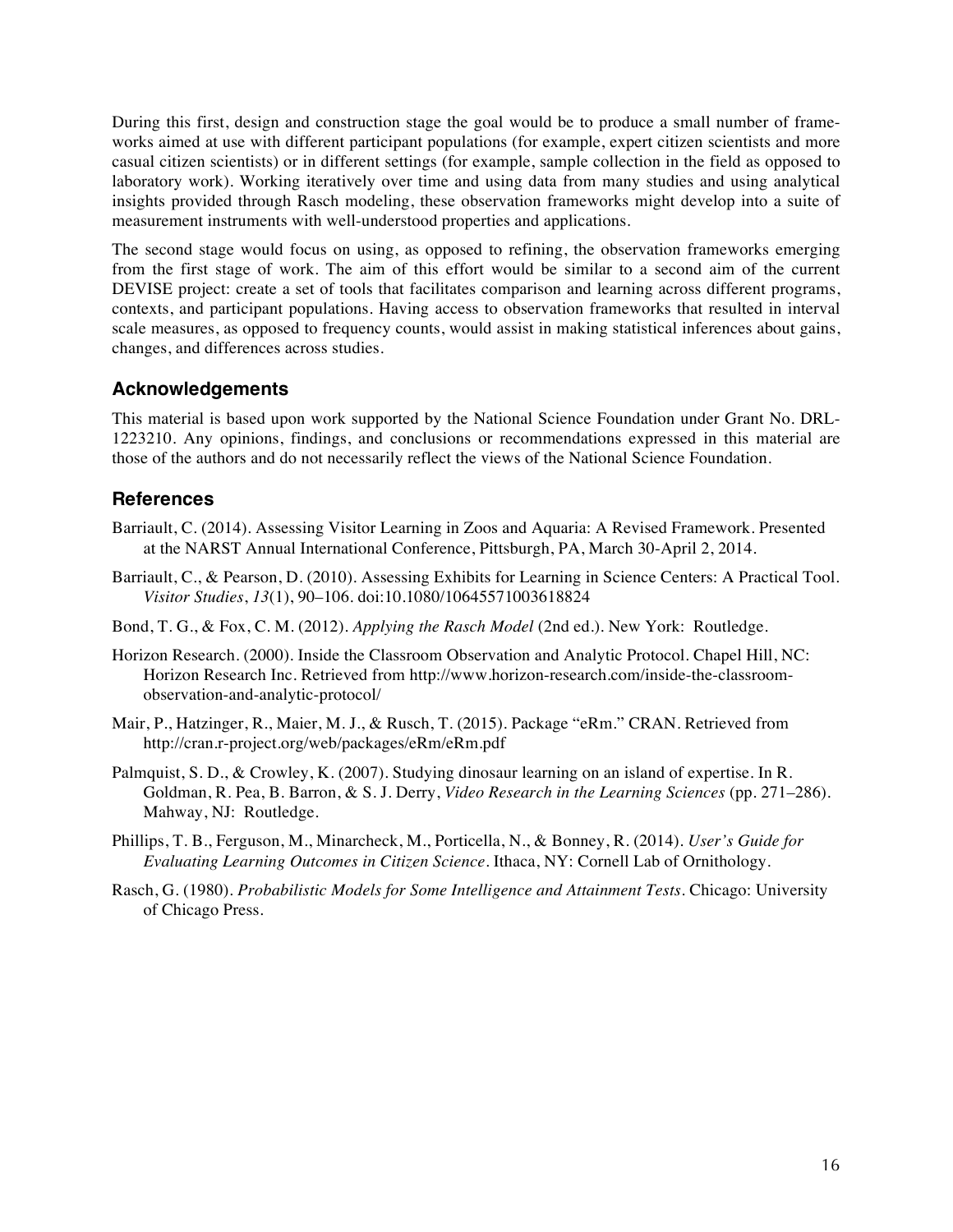During this first, design and construction stage the goal would be to produce a small number of frameworks aimed at use with different participant populations (for example, expert citizen scientists and more casual citizen scientists) or in different settings (for example, sample collection in the field as opposed to laboratory work). Working iteratively over time and using data from many studies and using analytical insights provided through Rasch modeling, these observation frameworks might develop into a suite of measurement instruments with well-understood properties and applications.

The second stage would focus on using, as opposed to refining, the observation frameworks emerging from the first stage of work. The aim of this effort would be similar to a second aim of the current DEVISE project: create a set of tools that facilitates comparison and learning across different programs, contexts, and participant populations. Having access to observation frameworks that resulted in interval scale measures, as opposed to frequency counts, would assist in making statistical inferences about gains, changes, and differences across studies.

## Acknowledgements

This material is based upon work supported by the National Science Foundation under Grant No. DRL-1223210. Any opinions, findings, and conclusions or recommendations expressed in this material are those of the authors and do not necessarily reflect the views of the National Science Foundation.

## References

Barriault, C. (2014). Assessing Visitor Learning in Zoos and Aquaria: A Revised Framework. Presented at the NARST Annual International Conference, Pittsburgh, PA, March 30-April 2, 2014.

Barriault, C., & Pearson, D. (2010). Assessing Exhibits for Learning in Science Centers: A Practical Tool. *Visitor Studies*, *13*(1), 90–106. doi:10.1080/10645571003618824

Bond, T. G., & Fox, C. M. (2012). *Applying the Rasch Model* (2nd ed.). New York: Routledge.

Horizon Research. (2000). Inside the Classroom Observation and Analytic Protocol. Chapel Hill, NC: Horizon Research Inc. Retrieved from http://www.horizon-research.com/inside-the-classroom-observation-and-analytic-protocol/

Mair, P., Hatzinger, R., Maier, M. J., & Rusch, T. (2015). Package "eRm." CRAN. Retrieved from http://cran.r-project.org/web/packages/eRm/eRm.pdf

Palmquist, S. D., & Crowley, K. (2007). Studying dinosaur learning on an island of expertise. In R. Goldman, R. Pea, B. Barron, & S. J. Derry, *Video Research in the Learning Sciences* (pp. 271–286). Mahway, NJ: Routledge.

Phillips, T. B., Ferguson, M., Minarcheck, M., Porticella, N., & Bonney, R. (2014). *User's Guide for Evaluating Learning Outcomes in Citizen Science*. Ithaca, NY: Cornell Lab of Ornithology.

Rasch, G. (1980). *Probabilistic Models for Some Intelligence and Attainment Tests*. Chicago: University of Chicago Press.